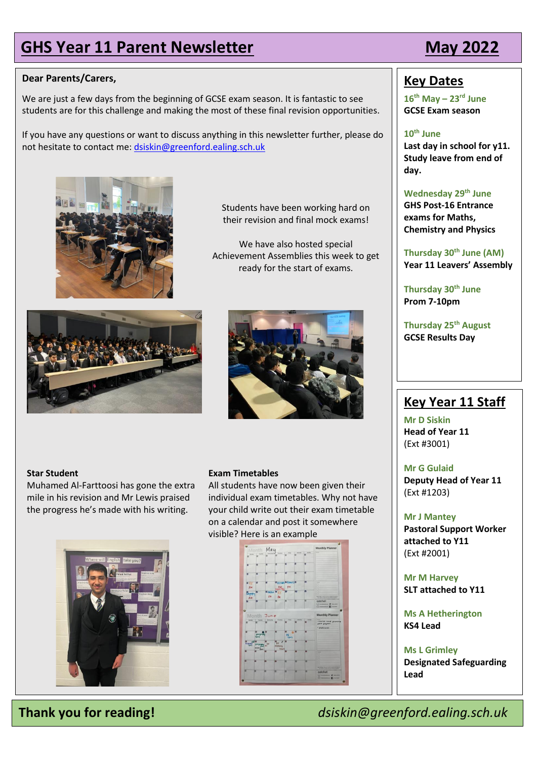# GHS Year 11 Parent Newsletter — May 2022

**Dear Parents/Carers,**

We are just a few days from the beginning of GCSE exam season. It is fantastic to see students are for this challenge and making the most of these final revision opportunities.

If you have any questions or want to discuss anything in this newsletter further, please do not hesitate to contact me: dsiskin@greenford.ealing.sch.uk

Students have been working hard on their revision and final mock exams!

We have also hosted special Achievement Assemblies this week to get ready for the start of exams.

**Star Student**

Muhamed Al-Farttoosi has gone the extra mile in his revision and Mr Lewis praised the progress he's made with his writing.

**Exam Timetables**

All students have now been given their individual exam timetables. Why not have your child write out their exam timetable on a calendar and post it somewhere visible? Here is an example

## Key Dates

**16th May – 23rd June**
**GCSE Exam season**

**10th June**
**Last day in school for y11. Study leave from end of day.**

**Wednesday 29th June**
**GHS Post-16 Entrance exams for Maths, Chemistry and Physics**

**Thursday 30th June (AM)**
**Year 11 Leavers' Assembly**

**Thursday 30th June**
**Prom 7-10pm**

**Thursday 25th August**
**GCSE Results Day**

## Key Year 11 Staff

**Mr D Siskin**
**Head of Year 11**
(Ext #3001)

**Mr G Gulaid**
**Deputy Head of Year 11**
(Ext #1203)

**Mr J Mantey**
**Pastoral Support Worker attached to Y11**
(Ext #2001)

**Mr M Harvey**
**SLT attached to Y11**

**Ms A Hetherington**
**KS4 Lead**

**Ms L Grimley**
**Designated Safeguarding Lead**

**Thank you for reading!** *dsiskin@greenford.ealing.sch.uk*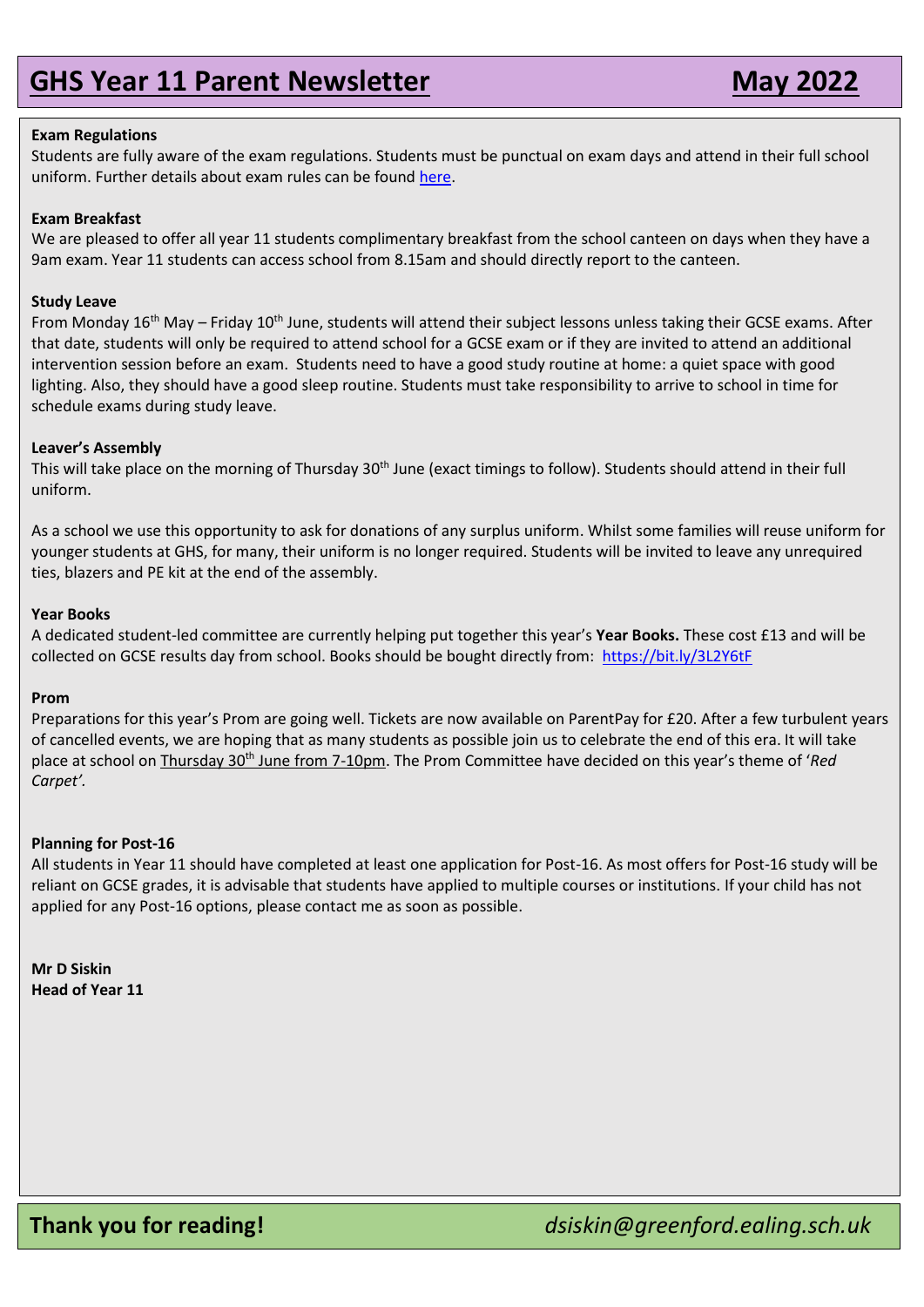# GHS Year 11 Parent Newsletter — May 2022

**Exam Regulations**

Students are fully aware of the exam regulations. Students must be punctual on exam days and attend in their full school uniform. Further details about exam rules can be found here.

**Exam Breakfast**

We are pleased to offer all year 11 students complimentary breakfast from the school canteen on days when they have a 9am exam. Year 11 students can access school from 8.15am and should directly report to the canteen.

**Study Leave**

From Monday 16th May – Friday 10th June, students will attend their subject lessons unless taking their GCSE exams. After that date, students will only be required to attend school for a GCSE exam or if they are invited to attend an additional intervention session before an exam. Students need to have a good study routine at home: a quiet space with good lighting. Also, they should have a good sleep routine. Students must take responsibility to arrive to school in time for schedule exams during study leave.

**Leaver's Assembly**

This will take place on the morning of Thursday 30th June (exact timings to follow). Students should attend in their full uniform.

As a school we use this opportunity to ask for donations of any surplus uniform. Whilst some families will reuse uniform for younger students at GHS, for many, their uniform is no longer required. Students will be invited to leave any unrequired ties, blazers and PE kit at the end of the assembly.

**Year Books**

A dedicated student-led committee are currently helping put together this year's **Year Books.** These cost £13 and will be collected on GCSE results day from school. Books should be bought directly from: https://bit.ly/3L2Y6tF

**Prom**

Preparations for this year's Prom are going well. Tickets are now available on ParentPay for £20. After a few turbulent years of cancelled events, we are hoping that as many students as possible join us to celebrate the end of this era. It will take place at school on Thursday 30th June from 7-10pm. The Prom Committee have decided on this year's theme of '*Red Carpet'.*

**Planning for Post-16**

All students in Year 11 should have completed at least one application for Post-16. As most offers for Post-16 study will be reliant on GCSE grades, it is advisable that students have applied to multiple courses or institutions. If your child has not applied for any Post-16 options, please contact me as soon as possible.

**Mr D Siskin**
**Head of Year 11**

**Thank you for reading!** *dsiskin@greenford.ealing.sch.uk*